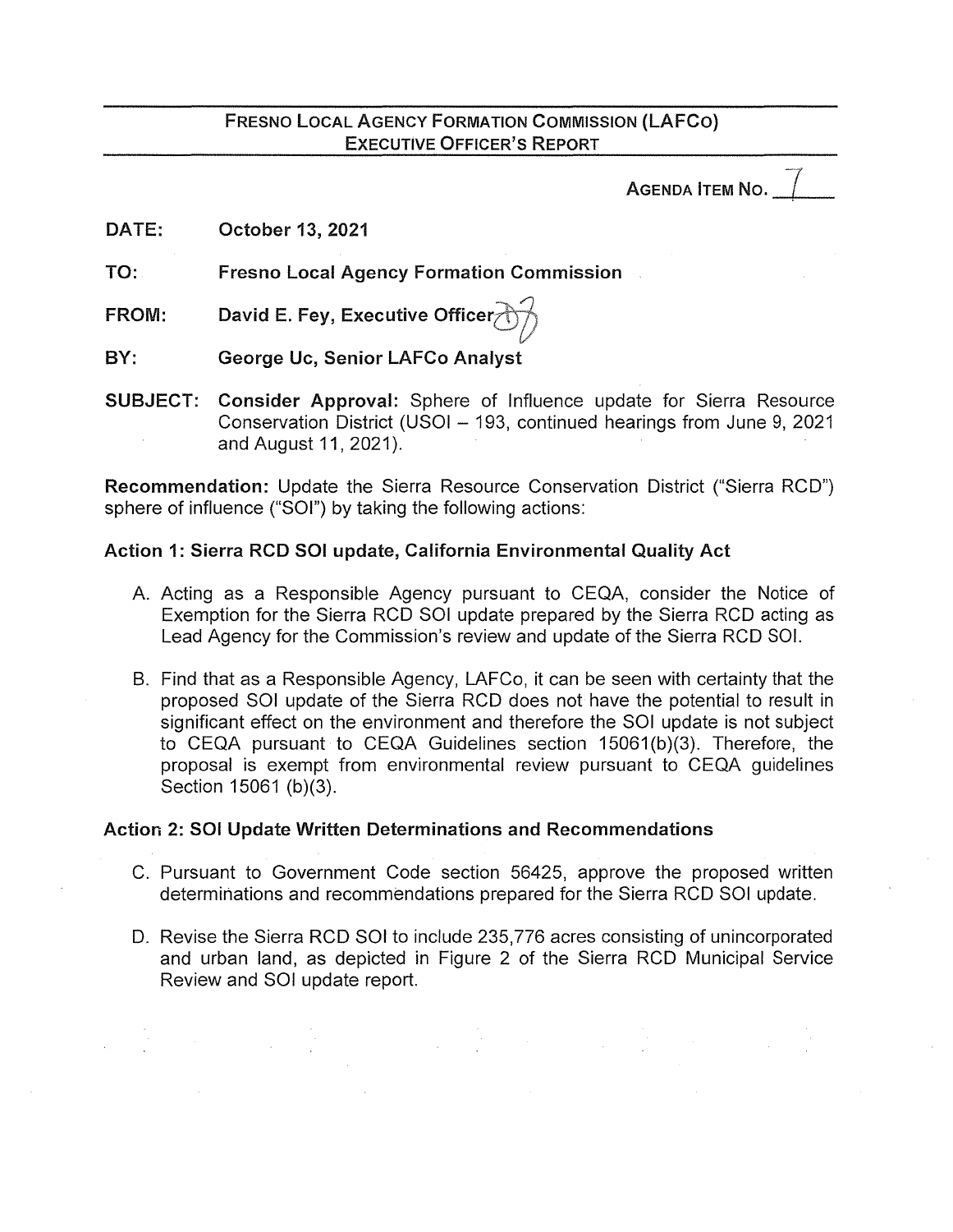# Fresno Local Agency Formation Commission (LAFCo)
## Executive Officer's Report

**Agenda Item No. 7**

**DATE:** October 13, 2021

**TO:** Fresno Local Agency Formation Commission

**FROM:** David E. Fey, Executive Officer

**BY:** George Uc, Senior LAFCo Analyst

**SUBJECT:** **Consider Approval:** Sphere of Influence update for Sierra Resource Conservation District (USOI – 193, continued hearings from June 9, 2021 and August 11, 2021).

**Recommendation:** Update the Sierra Resource Conservation District ("Sierra RCD") sphere of influence ("SOI") by taking the following actions:

### Action 1: Sierra RCD SOI update, California Environmental Quality Act

A. Acting as a Responsible Agency pursuant to CEQA, consider the Notice of Exemption for the Sierra RCD SOI update prepared by the Sierra RCD acting as Lead Agency for the Commission's review and update of the Sierra RCD SOI.

B. Find that as a Responsible Agency, LAFCo, it can be seen with certainty that the proposed SOI update of the Sierra RCD does not have the potential to result in significant effect on the environment and therefore the SOI update is not subject to CEQA pursuant to CEQA Guidelines section 15061(b)(3). Therefore, the proposal is exempt from environmental review pursuant to CEQA guidelines Section 15061 (b)(3).

### Action 2: SOI Update Written Determinations and Recommendations

C. Pursuant to Government Code section 56425, approve the proposed written determinations and recommendations prepared for the Sierra RCD SOI update.

D. Revise the Sierra RCD SOI to include 235,776 acres consisting of unincorporated and urban land, as depicted in Figure 2 of the Sierra RCD Municipal Service Review and SOI update report.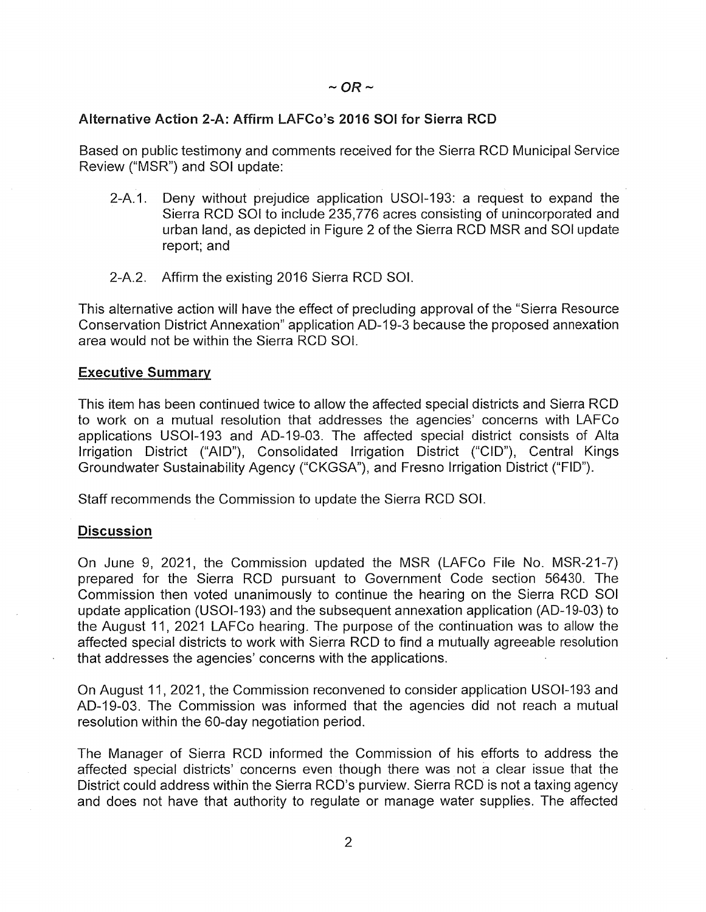*~ OR ~*

**Alternative Action 2-A: Affirm LAFCo's 2016 SOI for Sierra RCD**

Based on public testimony and comments received for the Sierra RCD Municipal Service Review ("MSR") and SOI update:

2-A.1. Deny without prejudice application USOI-193: a request to expand the Sierra RCD SOI to include 235,776 acres consisting of unincorporated and urban land, as depicted in Figure 2 of the Sierra RCD MSR and SOI update report; and

2-A.2. Affirm the existing 2016 Sierra RCD SOI.

This alternative action will have the effect of precluding approval of the "Sierra Resource Conservation District Annexation" application AD-19-3 because the proposed annexation area would not be within the Sierra RCD SOI.

## Executive Summary

This item has been continued twice to allow the affected special districts and Sierra RCD to work on a mutual resolution that addresses the agencies' concerns with LAFCo applications USOI-193 and AD-19-03. The affected special district consists of Alta Irrigation District ("AID"), Consolidated Irrigation District ("CID"), Central Kings Groundwater Sustainability Agency ("CKGSA"), and Fresno Irrigation District ("FID").

Staff recommends the Commission to update the Sierra RCD SOI.

## Discussion

On June 9, 2021, the Commission updated the MSR (LAFCo File No. MSR-21-7) prepared for the Sierra RCD pursuant to Government Code section 56430. The Commission then voted unanimously to continue the hearing on the Sierra RCD SOI update application (USOI-193) and the subsequent annexation application (AD-19-03) to the August 11, 2021 LAFCo hearing. The purpose of the continuation was to allow the affected special districts to work with Sierra RCD to find a mutually agreeable resolution that addresses the agencies' concerns with the applications.

On August 11, 2021, the Commission reconvened to consider application USOI-193 and AD-19-03. The Commission was informed that the agencies did not reach a mutual resolution within the 60-day negotiation period.

The Manager of Sierra RCD informed the Commission of his efforts to address the affected special districts' concerns even though there was not a clear issue that the District could address within the Sierra RCD's purview. Sierra RCD is not a taxing agency and does not have that authority to regulate or manage water supplies. The affected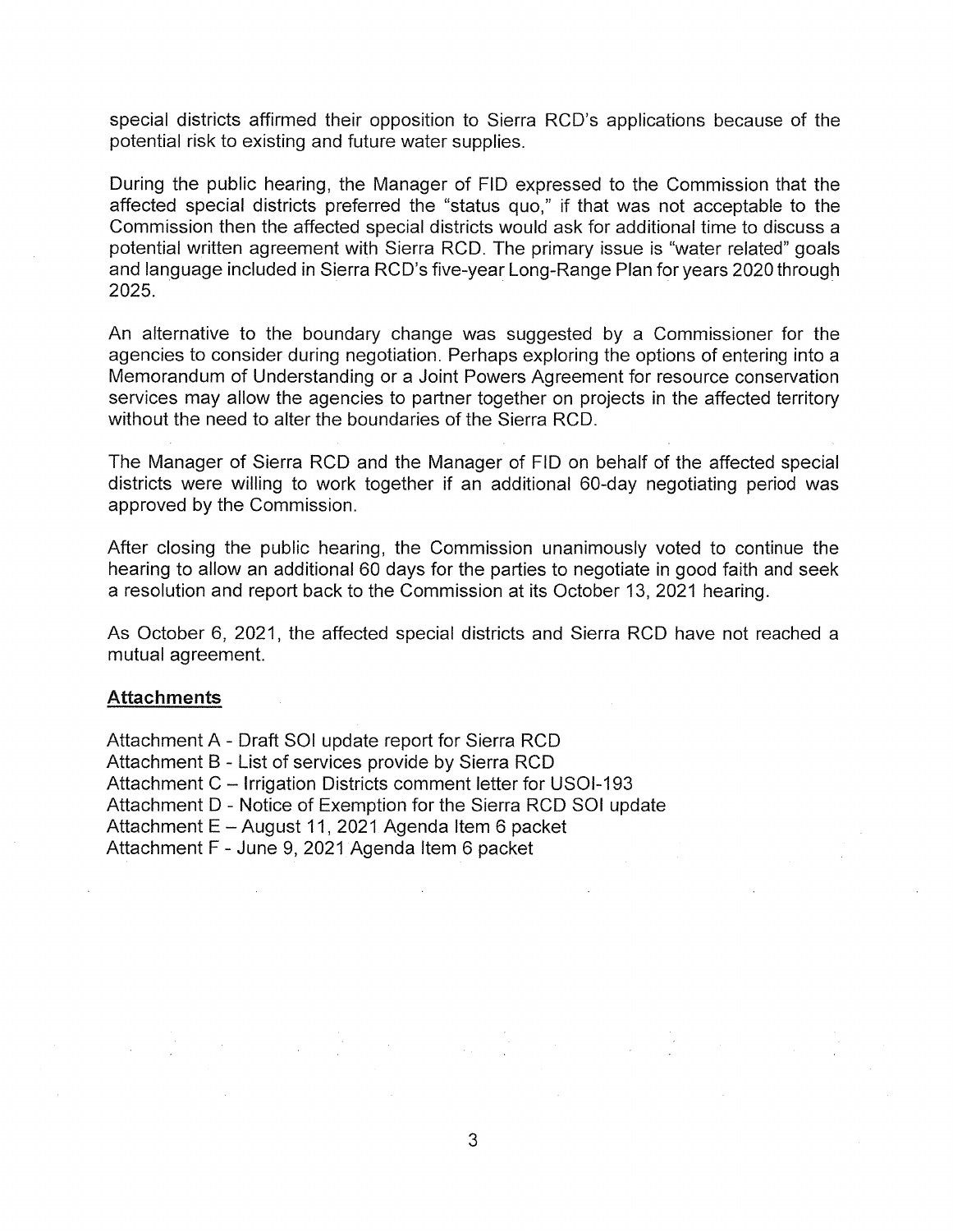special districts affirmed their opposition to Sierra RCD's applications because of the potential risk to existing and future water supplies.

During the public hearing, the Manager of FID expressed to the Commission that the affected special districts preferred the "status quo," if that was not acceptable to the Commission then the affected special districts would ask for additional time to discuss a potential written agreement with Sierra RCD. The primary issue is "water related" goals and language included in Sierra RCD's five-year Long-Range Plan for years 2020 through 2025.

An alternative to the boundary change was suggested by a Commissioner for the agencies to consider during negotiation. Perhaps exploring the options of entering into a Memorandum of Understanding or a Joint Powers Agreement for resource conservation services may allow the agencies to partner together on projects in the affected territory without the need to alter the boundaries of the Sierra RCD.

The Manager of Sierra RCD and the Manager of FID on behalf of the affected special districts were willing to work together if an additional 60-day negotiating period was approved by the Commission.

After closing the public hearing, the Commission unanimously voted to continue the hearing to allow an additional 60 days for the parties to negotiate in good faith and seek a resolution and report back to the Commission at its October 13, 2021 hearing.

As October 6, 2021, the affected special districts and Sierra RCD have not reached a mutual agreement.

## Attachments

Attachment A - Draft SOI update report for Sierra RCD
Attachment B - List of services provide by Sierra RCD
Attachment C – Irrigation Districts comment letter for USOI-193
Attachment D - Notice of Exemption for the Sierra RCD SOI update
Attachment E – August 11, 2021 Agenda Item 6 packet
Attachment F - June 9, 2021 Agenda Item 6 packet